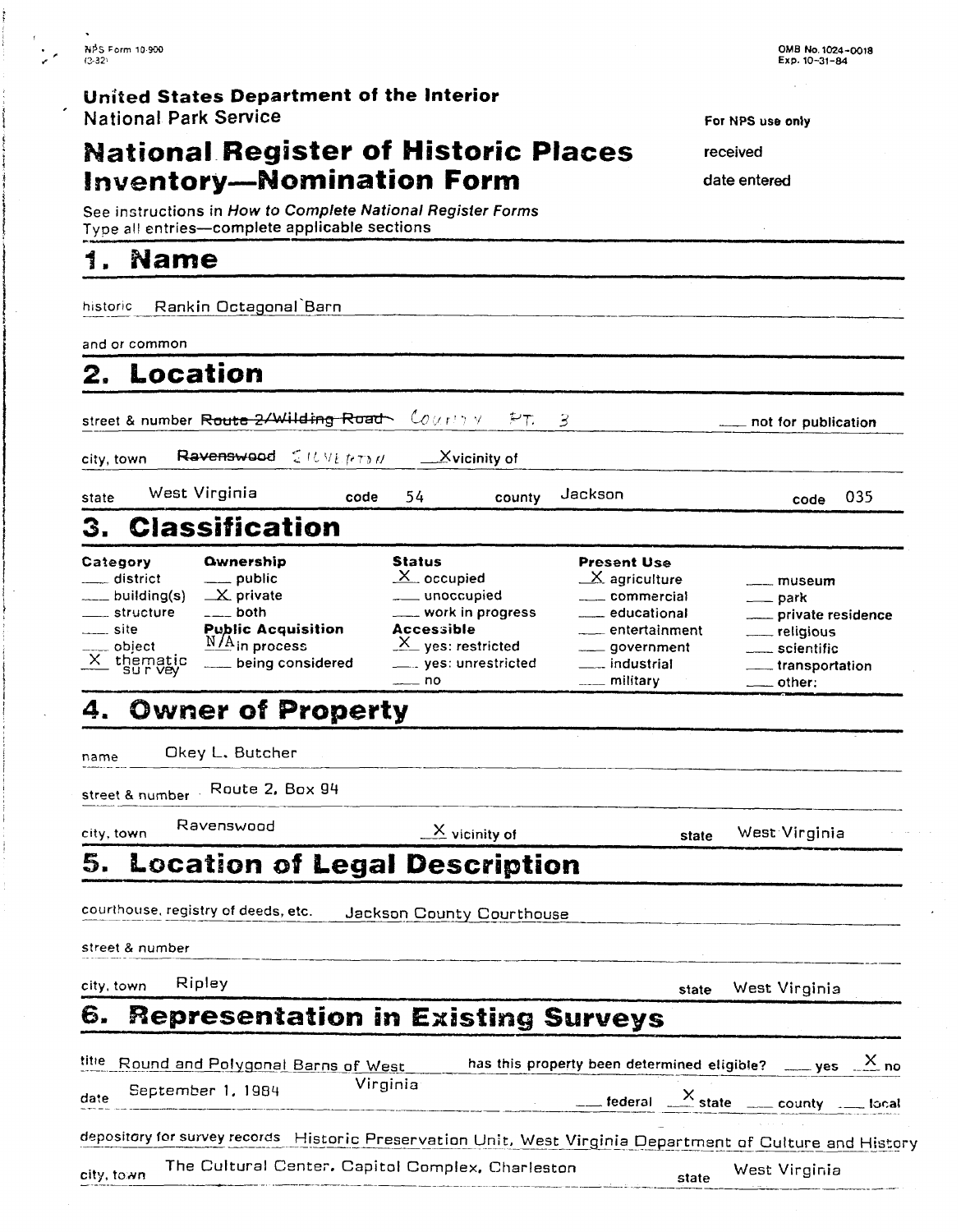NPS Form 10-900
(3-82)

OMB No. 1024-0018
Exp. 10-31-84

**United States Department of the Interior**
National Park Service

For NPS use only
received
date entered

# National Register of Historic Places Inventory—Nomination Form

See instructions in *How to Complete National Register Forms*
Type all entries—complete applicable sections

## 1. Name

historic Rankin Octagonal Barn

and or common

## 2. Location

street & number ~~Route 2/Wilding Road~~ County Rt. 3 ___ not for publication

city, town ~~Ravenswood~~ Silverton X vicinity of

state West Virginia code 54 county Jackson code 035

## 3. Classification

| Category | Ownership | Status | Present Use | |
|---|---|---|---|---|
| ___ district | ___ public | X occupied | X agriculture | ___ museum |
| ___ building(s) | X private | ___ unoccupied | ___ commercial | ___ park |
| ___ structure | ___ both | ___ work in progress | ___ educational | ___ private residence |
| ___ site | **Public Acquisition** | **Accessible** | ___ entertainment | ___ religious |
| ___ object | N/A in process | X yes: restricted | ___ government | ___ scientific |
| X thematic survey | ___ being considered | ___ yes: unrestricted | ___ industrial | ___ transportation |
| | | ___ no | ___ military | ___ other: |

## 4. Owner of Property

name Okey L. Butcher

street & number Route 2, Box 94

city, town Ravenswood X vicinity of state West Virginia

## 5. Location of Legal Description

courthouse, registry of deeds, etc. Jackson County Courthouse

street & number

city, town Ripley state West Virginia

## 6. Representation in Existing Surveys

title Round and Polygonal Barns of West Virginia has this property been determined eligible? ___ yes X no

date September 1, 1984 ___ federal X state ___ county ___ local

depository for survey records Historic Preservation Unit, West Virginia Department of Culture and History

city, town The Cultural Center, Capitol Complex, Charleston state West Virginia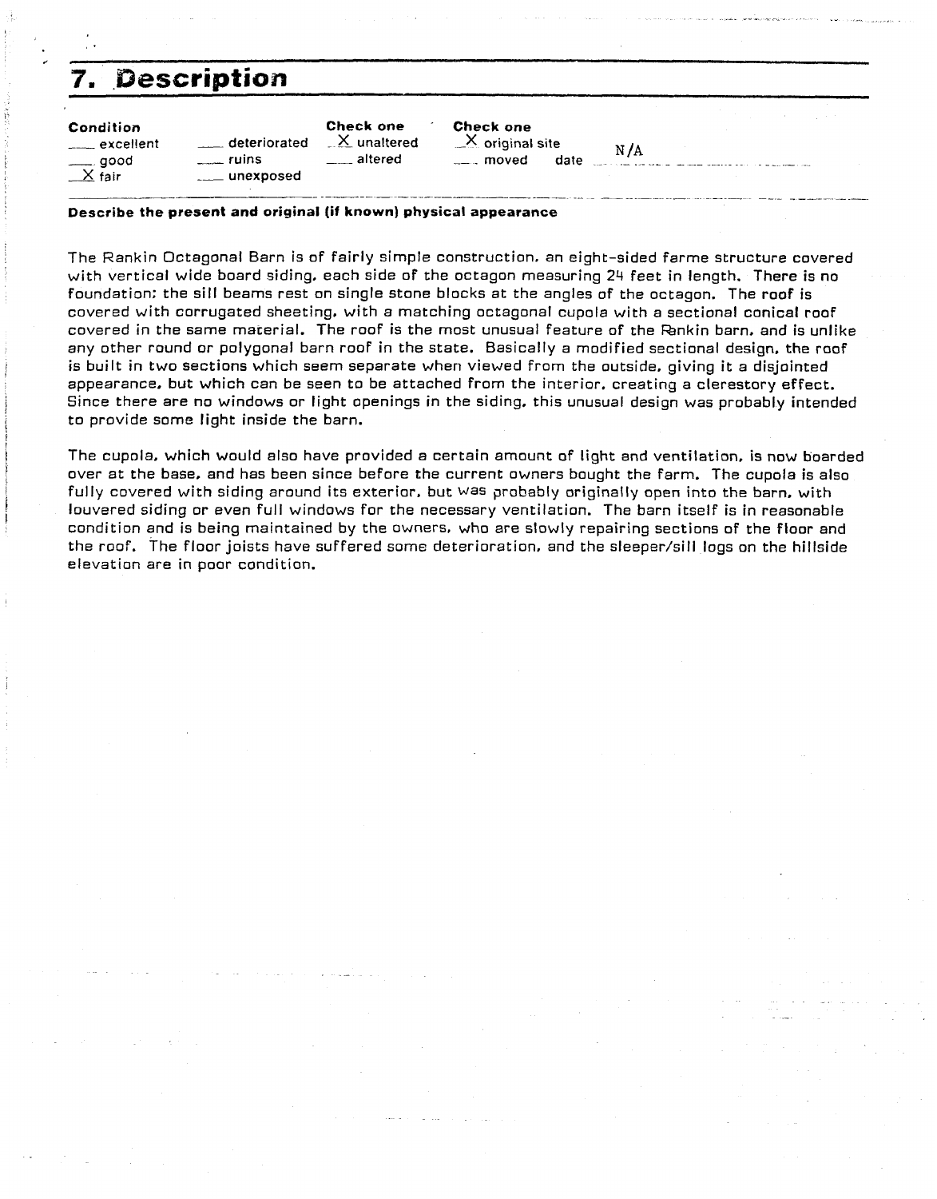# 7. Description

| Condition | | Check one | Check one |
|---|---|---|---|
| ___ excellent | ___ deteriorated | X unaltered | X original site |
| ___ good | ___ ruins | ___ altered | ___ moved date N/A |
| X fair | ___ unexposed | | |

**Describe the present and original (if known) physical appearance**

The Rankin Octagonal Barn is of fairly simple construction, an eight-sided farme structure covered with vertical wide board siding, each side of the octagon measuring 24 feet in length. There is no foundation; the sill beams rest on single stone blocks at the angles of the octagon. The roof is covered with corrugated sheeting, with a matching octagonal cupola with a sectional conical roof covered in the same material. The roof is the most unusual feature of the Rankin barn, and is unlike any other round or polygonal barn roof in the state. Basically a modified sectional design, the roof is built in two sections which seem separate when viewed from the outside, giving it a disjointed appearance, but which can be seen to be attached from the interior, creating a clerestory effect. Since there are no windows or light openings in the siding, this unusual design was probably intended to provide some light inside the barn.

The cupola, which would also have provided a certain amount of light and ventilation, is now boarded over at the base, and has been since before the current owners bought the farm. The cupola is also fully covered with siding around its exterior, but was probably originally open into the barn, with louvered siding or even full windows for the necessary ventilation. The barn itself is in reasonable condition and is being maintained by the owners, who are slowly repairing sections of the floor and the roof. The floor joists have suffered some deterioration, and the sleeper/sill logs on the hillside elevation are in poor condition.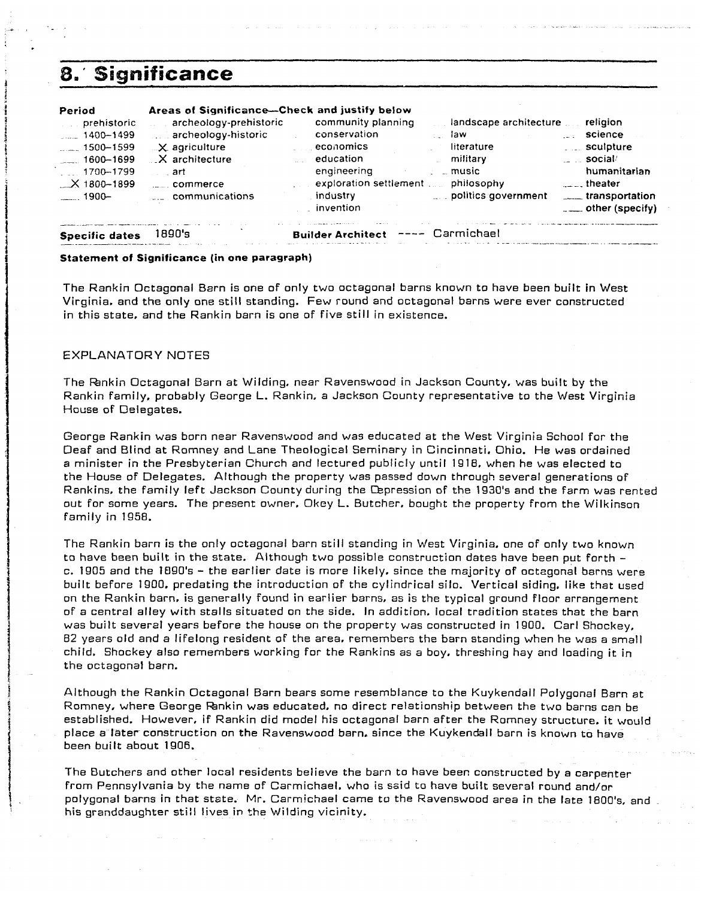# 8. Significance

| Period | Areas of Significance—Check and justify below | | | |
|---|---|---|---|---|
| prehistoric | archeology-prehistoric | community planning | landscape architecture | religion |
| 1400–1499 | archeology-historic | conservation | law | science |
| 1500–1599 | X agriculture | economics | literature | sculpture |
| 1600–1699 | X architecture | education | military | social/humanitarian |
| 1700–1799 | art | engineering | music | theater |
| X 1800–1899 | commerce | exploration settlement | philosophy | transportation |
| 1900– | communications | industry | politics government | other (specify) |
| | | invention | | |

**Specific dates** 1890's **Builder Architect** ---- Carmichael

**Statement of Significance (in one paragraph)**

The Rankin Octagonal Barn is one of only two octagonal barns known to have been built in West Virginia, and the only one still standing. Few round and octagonal barns were ever constructed in this state, and the Rankin barn is one of five still in existence.

EXPLANATORY NOTES

The Rankin Octagonal Barn at Wilding, near Ravenswood in Jackson County, was built by the Rankin family, probably George L. Rankin, a Jackson County representative to the West Virginia House of Delegates.

George Rankin was born near Ravenswood and was educated at the West Virginia School for the Deaf and Blind at Romney and Lane Theological Seminary in Cincinnati, Ohio. He was ordained a minister in the Presbyterian Church and lectured publicly until 1918, when he was elected to the House of Delegates. Although the property was passed down through several generations of Rankins, the family left Jackson County during the Depression of the 1930's and the farm was rented out for some years. The present owner, Okey L. Butcher, bought the property from the Wilkinson family in 1958.

The Rankin barn is the only octagonal barn still standing in West Virginia, one of only two known to have been built in the state. Although two possible construction dates have been put forth – c. 1905 and the 1890's – the earlier date is more likely, since the majority of octagonal barns were built before 1900, predating the introduction of the cylindrical silo. Vertical siding, like that used on the Rankin barn, is generally found in earlier barns, as is the typical ground floor arrangement of a central alley with stalls situated on the side. In addition, local tradition states that the barn was built several years before the house on the property was constructed in 1900. Carl Shockey, 82 years old and a lifelong resident of the area, remembers the barn standing when he was a small child. Shockey also remembers working for the Rankins as a boy, threshing hay and loading it in the octagonal barn.

Although the Rankin Octagonal Barn bears some resemblance to the Kuykendall Polygonal Barn at Romney, where George Rankin was educated, no direct relationship between the two barns can be established. However, if Rankin did model his octagonal barn after the Romney structure, it would place a later construction on the Ravenswood barn, since the Kuykendall barn is known to have been built about 1906.

The Butchers and other local residents believe the barn to have been constructed by a carpenter from Pennsylvania by the name of Carmichael, who is said to have built several round and/or polygonal barns in that state. Mr. Carmichael came to the Ravenswood area in the late 1800's, and his granddaughter still lives in the Wilding vicinity.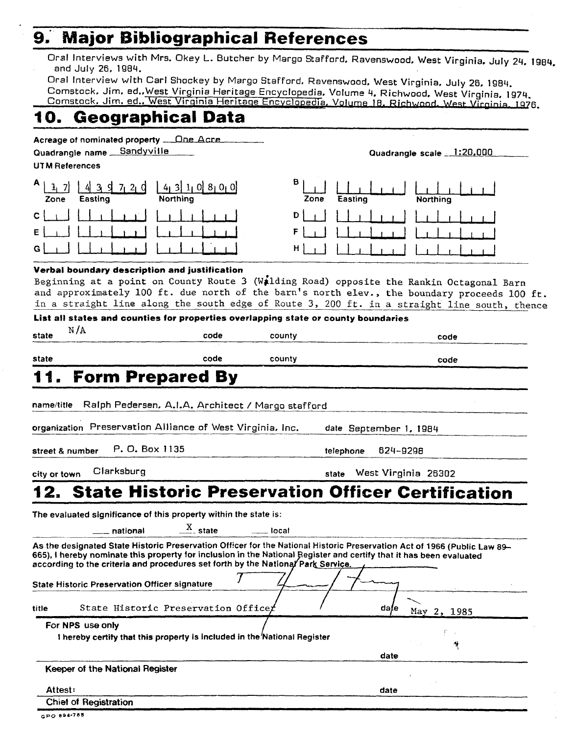# 9. Major Bibliographical References

Oral Interviews with Mrs. Okey L. Butcher by Margo Stafford, Ravenswood, West Virginia, July 24, 1984, and July 26, 1984.

Oral Interview with Carl Shockey by Margo Stafford, Ravenswood, West Virginia, July 26, 1984.

Comstock, Jim, ed., West Virginia Heritage Encyclopedia, Volume 4, Richwood, West Virginia, 1974.

Comstock, Jim, ed., West Virginia Heritage Encyclopedia, Volume 18, Richwood, West Virginia, 1976.

# 10. Geographical Data

Acreage of nominated property One Acre

Quadrangle name Sandyville

Quadrangle scale 1:20,000

UTM References

| | Zone | Easting | Northing |
|---|---|---|---|
| A | 17 | 439720 | 4310800 |
| B | | | |
| C | | | |
| D | | | |
| E | | | |
| F | | | |
| G | | | |
| H | | | |

**Verbal boundary description and justification**

Beginning at a point on County Route 3 (Wilding Road) opposite the Rankin Octagonal Barn and approximately 100 ft. due north of the barn's north elev., the boundary proceeds 100 ft. in a straight line along the south edge of Route 3, 200 ft. in a straight line south, thence

**List all states and counties for properties overlapping state or county boundaries**

| state | code | county | code |
|---|---|---|---|
| N/A | | | |
| | | | |

# 11. Form Prepared By

name/title Ralph Pedersen, A.I.A. Architect / Margo stafford

organization Preservation Alliance of West Virginia, Inc. date September 1, 1984

street & number P. O. Box 1135 telephone 624-9298

city or town Clarksburg state West Virginia 26302

# 12. State Historic Preservation Officer Certification

The evaluated significance of this property within the state is:

___ national X state ___ local

As the designated State Historic Preservation Officer for the National Historic Preservation Act of 1966 (Public Law 89–665), I hereby nominate this property for inclusion in the National Register and certify that it has been evaluated according to the criteria and procedures set forth by the National Park Service.

State Historic Preservation Officer signature

title State Historic Preservation Officer date May 2, 1985

For NPS use only

I hereby certify that this property is included in the National Register

date

Keeper of the National Register

Attest: date

Chief of Registration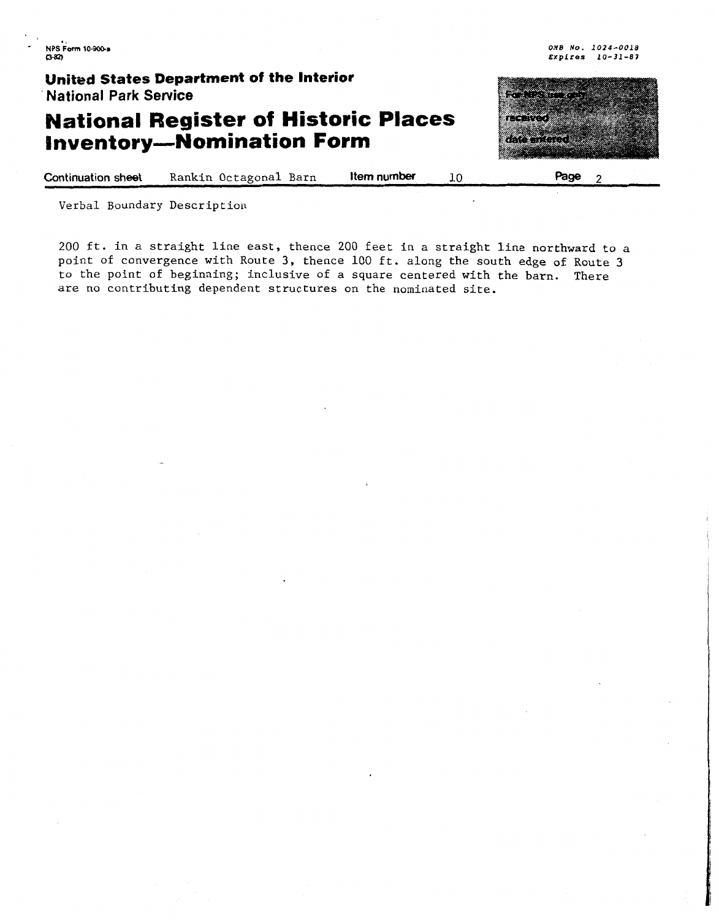NPS Form 10-900-a
(3-82)

OMB No. 1024-0018
Expires 10-31-87

**United States Department of the Interior**
**National Park Service**

# National Register of Historic Places Inventory—Nomination Form

For NPS use only
received
date entered

**Continuation sheet** Rankin Octagonal Barn **Item number** 10 **Page** 2

Verbal Boundary Description

200 ft. in a straight line east, thence 200 feet in a straight line northward to a point of convergence with Route 3, thence 100 ft. along the south edge of Route 3 to the point of beginning; inclusive of a square centered with the barn. There are no contributing dependent structures on the nominated site.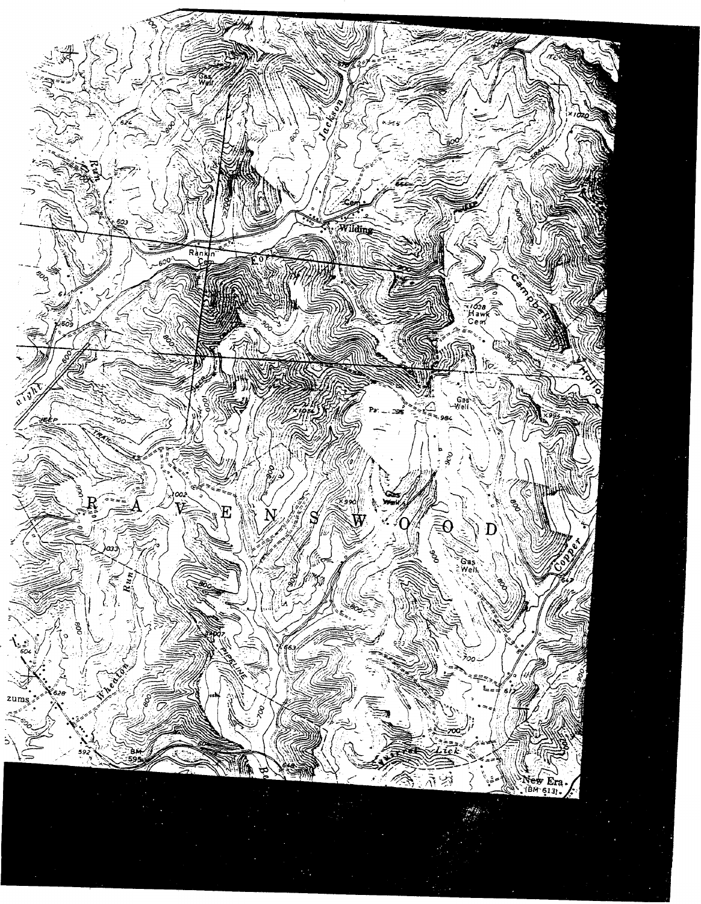Gas Well

Jackson

Run

624

800

700

603

Wilding

Cem

Rankin Cem

600

609

900

1038 Hawk Cem

Campbell

Hollow

Gas Well

984

994

1054

JEEP TRAIL

1002

R A V E N S W O O D

990

Gas Well

1033

Run

Wheaton

Copper

647

1007

PIPELINE

663

617

604

628

zums

592

BM 595

Squirrel Lick

New Era (BM 613)